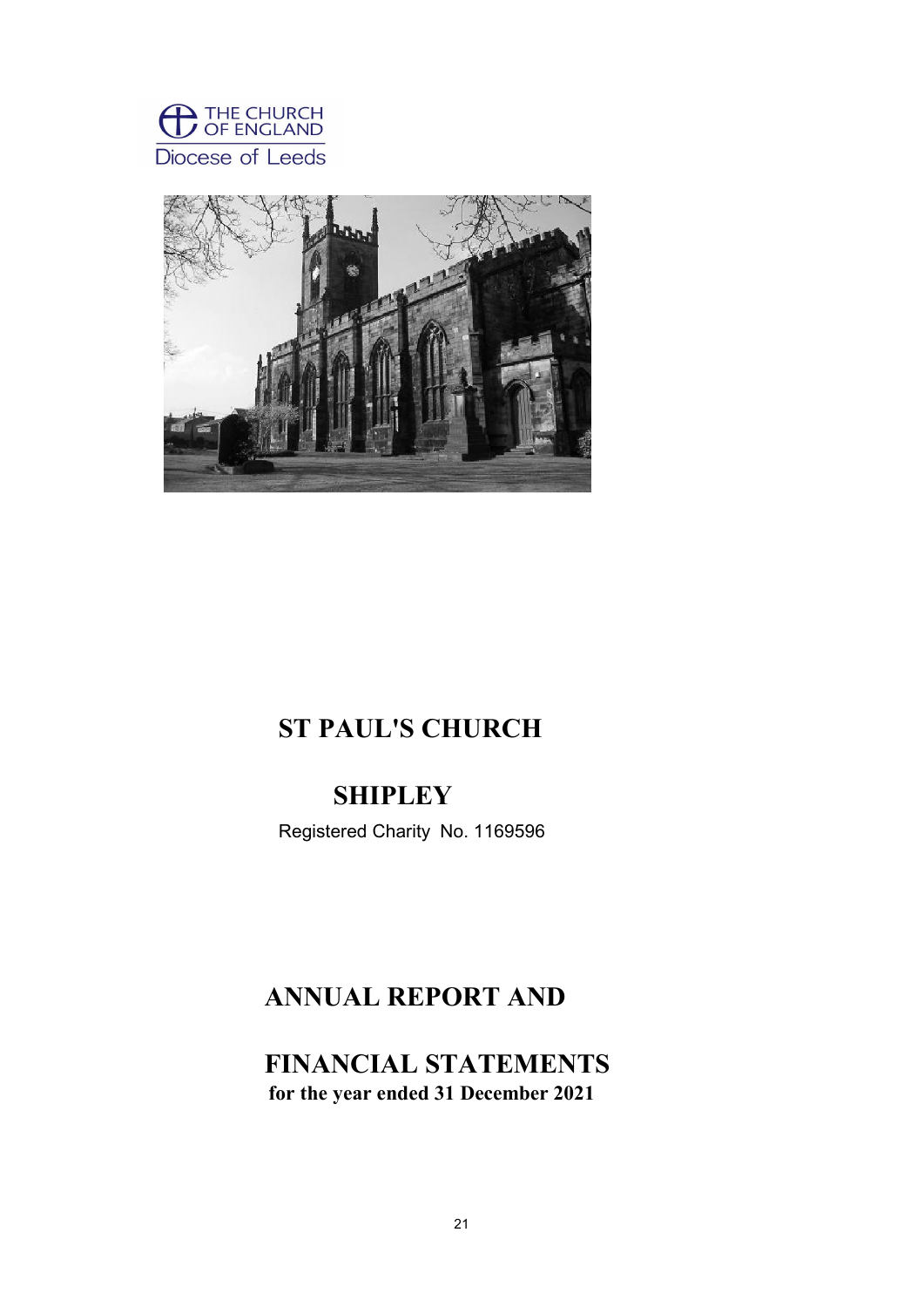THE CHURCH OF ENGLAND

Diocese of Leeds

# ST PAUL'S CHURCH

# SHIPLEY

Registered Charity No. 1169596

# ANNUAL REPORT AND

# FINANCIAL STATEMENTS

**for the year ended 31 December 2021**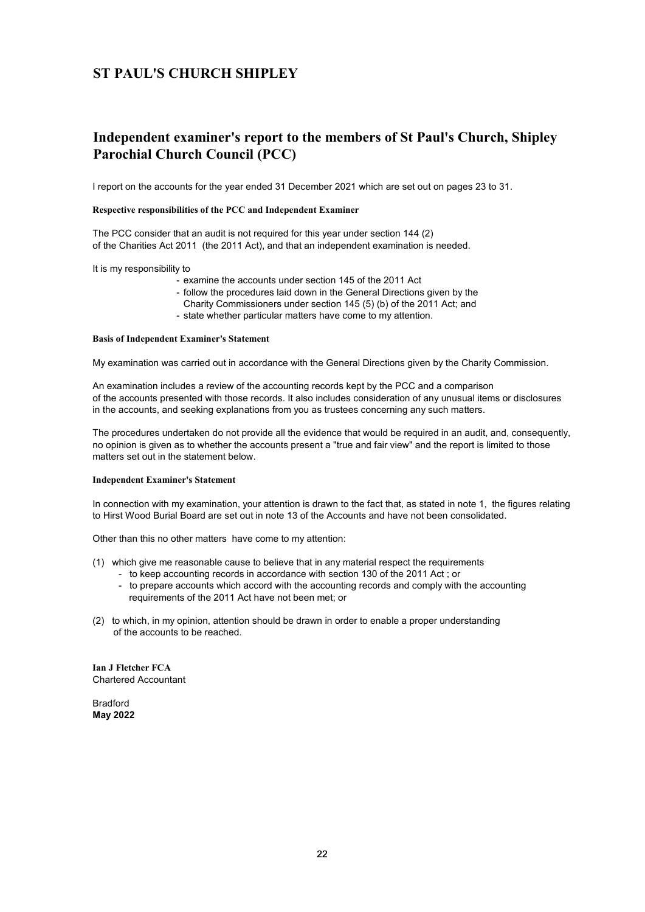# ST PAUL'S CHURCH SHIPLEY

## Independent examiner's report to the members of St Paul's Church, Shipley Parochial Church Council (PCC)

I report on the accounts for the year ended 31 December 2021 which are set out on pages 23 to 31.

**Respective responsibilities of the PCC and Independent Examiner**

The PCC consider that an audit is not required for this year under section 144 (2) of the Charities Act 2011 (the 2011 Act), and that an independent examination is needed.

It is my responsibility to

- examine the accounts under section 145 of the 2011 Act
- follow the procedures laid down in the General Directions given by the Charity Commissioners under section 145 (5) (b) of the 2011 Act; and
- state whether particular matters have come to my attention.

**Basis of Independent Examiner's Statement**

My examination was carried out in accordance with the General Directions given by the Charity Commission.

An examination includes a review of the accounting records kept by the PCC and a comparison of the accounts presented with those records. It also includes consideration of any unusual items or disclosures in the accounts, and seeking explanations from you as trustees concerning any such matters.

The procedures undertaken do not provide all the evidence that would be required in an audit, and, consequently, no opinion is given as to whether the accounts present a "true and fair view" and the report is limited to those matters set out in the statement below.

**Independent Examiner's Statement**

In connection with my examination, your attention is drawn to the fact that, as stated in note 1, the figures relating to Hirst Wood Burial Board are set out in note 13 of the Accounts and have not been consolidated.

Other than this no other matters have come to my attention:

(1) which give me reasonable cause to believe that in any material respect the requirements
   - to keep accounting records in accordance with section 130 of the 2011 Act ; or
   - to prepare accounts which accord with the accounting records and comply with the accounting requirements of the 2011 Act have not been met; or

(2) to which, in my opinion, attention should be drawn in order to enable a proper understanding of the accounts to be reached.

**Ian J Fletcher FCA**
Chartered Accountant

Bradford
**May 2022**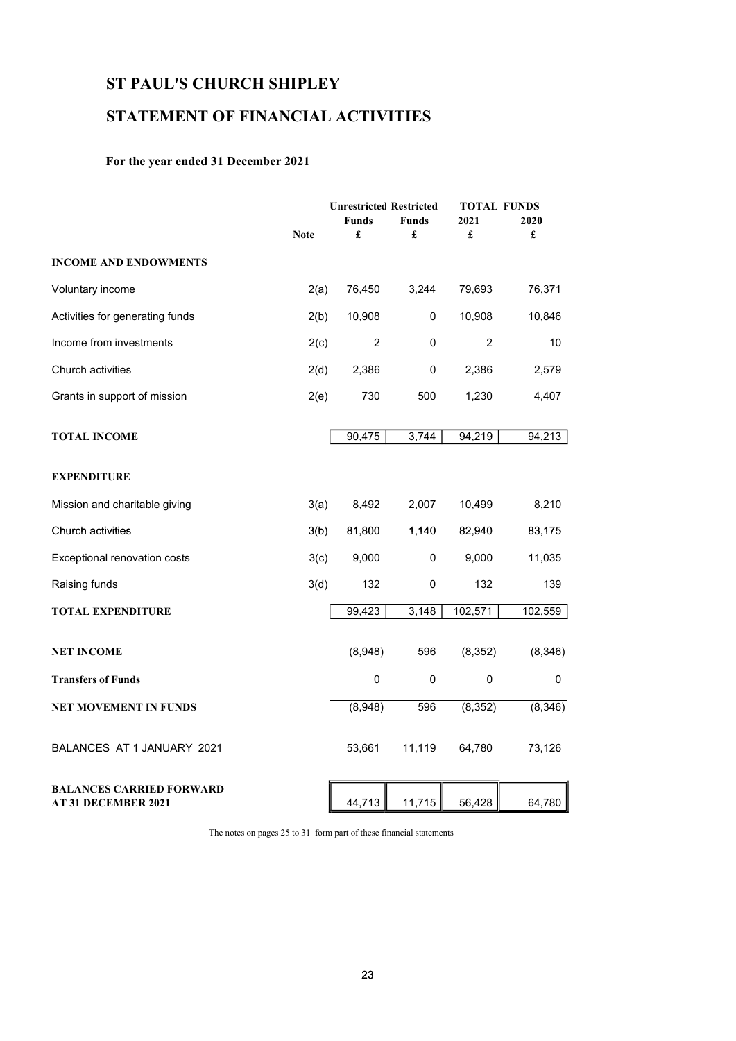# ST PAUL'S CHURCH SHIPLEY

## STATEMENT OF FINANCIAL ACTIVITIES

### For the year ended 31 December 2021

| | Note | Unrestricted Funds £ | Restricted Funds £ | TOTAL FUNDS 2021 £ | 2020 £ |
|---|---|---|---|---|---|
| **INCOME AND ENDOWMENTS** | | | | | |
| Voluntary income | 2(a) | 76,450 | 3,244 | 79,693 | 76,371 |
| Activities for generating funds | 2(b) | 10,908 | 0 | 10,908 | 10,846 |
| Income from investments | 2(c) | 2 | 0 | 2 | 10 |
| Church activities | 2(d) | 2,386 | 0 | 2,386 | 2,579 |
| Grants in support of mission | 2(e) | 730 | 500 | 1,230 | 4,407 |
| **TOTAL INCOME** | | 90,475 | 3,744 | 94,219 | 94,213 |
| **EXPENDITURE** | | | | | |
| Mission and charitable giving | 3(a) | 8,492 | 2,007 | 10,499 | 8,210 |
| Church activities | 3(b) | 81,800 | 1,140 | 82,940 | 83,175 |
| Exceptional renovation costs | 3(c) | 9,000 | 0 | 9,000 | 11,035 |
| Raising funds | 3(d) | 132 | 0 | 132 | 139 |
| **TOTAL EXPENDITURE** | | 99,423 | 3,148 | 102,571 | 102,559 |
| **NET INCOME** | | (8,948) | 596 | (8,352) | (8,346) |
| **Transfers of Funds** | | 0 | 0 | 0 | 0 |
| **NET MOVEMENT IN FUNDS** | | (8,948) | 596 | (8,352) | (8,346) |
| BALANCES AT 1 JANUARY 2021 | | 53,661 | 11,119 | 64,780 | 73,126 |
| **BALANCES CARRIED FORWARD AT 31 DECEMBER 2021** | | 44,713 | 11,715 | 56,428 | 64,780 |

The notes on pages 25 to 31 form part of these financial statements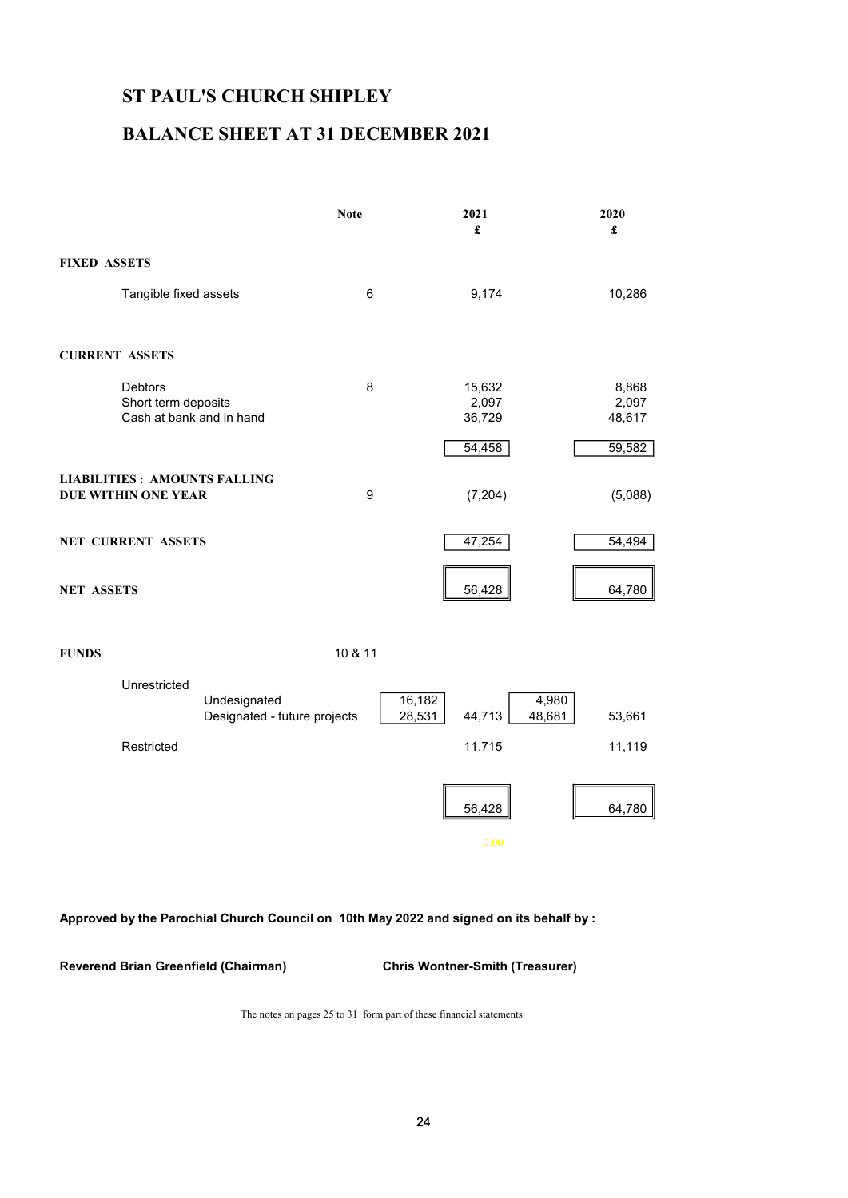# ST PAUL'S CHURCH SHIPLEY

## BALANCE SHEET AT 31 DECEMBER 2021

| | | Note | | 2021 £ | | 2020 £ |
|---|---|---|---|---|---|---|
| **FIXED ASSETS** | | | | | | |
| Tangible fixed assets | | 6 | | 9,174 | | 10,286 |
| **CURRENT ASSETS** | | | | | | |
| Debtors | | 8 | | 15,632 | | 8,868 |
| Short term deposits | | | | 2,097 | | 2,097 |
| Cash at bank and in hand | | | | 36,729 | | 48,617 |
| | | | | 54,458 | | 59,582 |
| **LIABILITIES : AMOUNTS FALLING DUE WITHIN ONE YEAR** | | 9 | | (7,204) | | (5,088) |
| **NET CURRENT ASSETS** | | | | 47,254 | | 54,494 |
| **NET ASSETS** | | | | 56,428 | | 64,780 |
| **FUNDS** | | 10 & 11 | | | | |
| Unrestricted | | | | | | |
| | Undesignated | | 16,182 | | 4,980 | |
| | Designated - future projects | | 28,531 | 44,713 | 48,681 | 53,661 |
| Restricted | | | | 11,715 | | 11,119 |
| | | | | 56,428 | | 64,780 |

0.00

**Approved by the Parochial Church Council on 10th May 2022 and signed on its behalf by :**

**Reverend Brian Greenfield (Chairman)** **Chris Wontner-Smith (Treasurer)**

The notes on pages 25 to 31 form part of these financial statements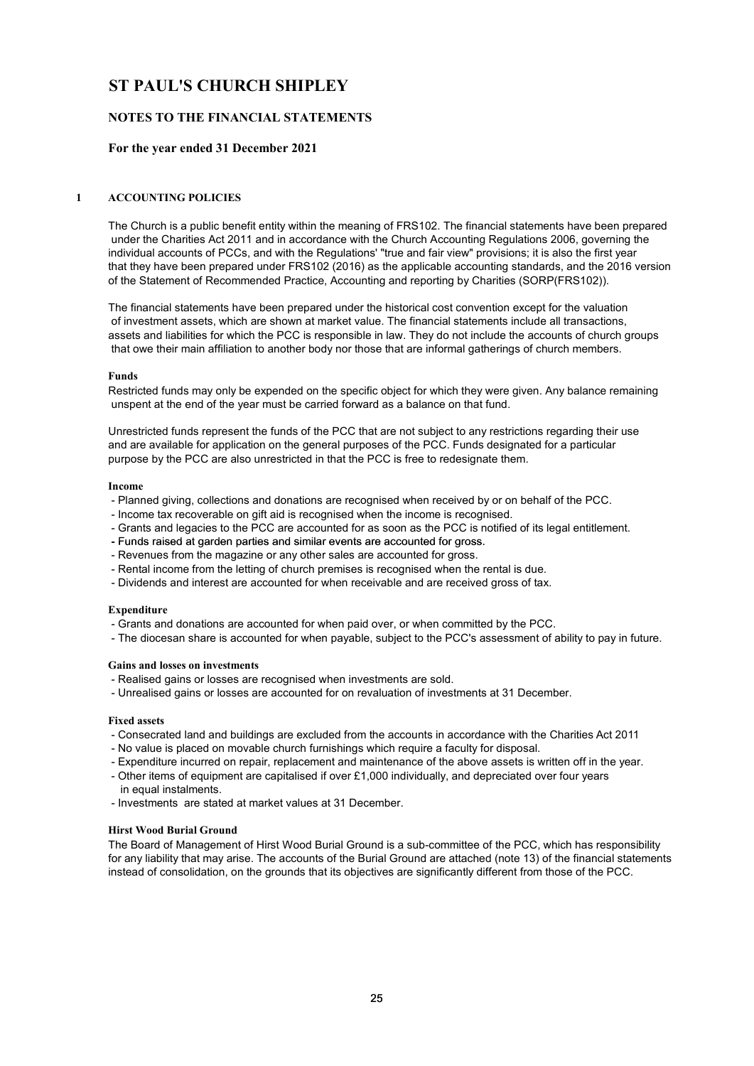# ST PAUL'S CHURCH SHIPLEY

## NOTES TO THE FINANCIAL STATEMENTS

### For the year ended 31 December 2021

#### 1 ACCOUNTING POLICIES

The Church is a public benefit entity within the meaning of FRS102. The financial statements have been prepared under the Charities Act 2011 and in accordance with the Church Accounting Regulations 2006, governing the individual accounts of PCCs, and with the Regulations' "true and fair view" provisions; it is also the first year that they have been prepared under FRS102 (2016) as the applicable accounting standards, and the 2016 version of the Statement of Recommended Practice, Accounting and reporting by Charities (SORP(FRS102)).

The financial statements have been prepared under the historical cost convention except for the valuation of investment assets, which are shown at market value. The financial statements include all transactions, assets and liabilities for which the PCC is responsible in law. They do not include the accounts of church groups that owe their main affiliation to another body nor those that are informal gatherings of church members.

**Funds**

Restricted funds may only be expended on the specific object for which they were given. Any balance remaining unspent at the end of the year must be carried forward as a balance on that fund.

Unrestricted funds represent the funds of the PCC that are not subject to any restrictions regarding their use and are available for application on the general purposes of the PCC. Funds designated for a particular purpose by the PCC are also unrestricted in that the PCC is free to redesignate them.

**Income**

- Planned giving, collections and donations are recognised when received by or on behalf of the PCC.
- Income tax recoverable on gift aid is recognised when the income is recognised.
- Grants and legacies to the PCC are accounted for as soon as the PCC is notified of its legal entitlement.
- Funds raised at garden parties and similar events are accounted for gross.
- Revenues from the magazine or any other sales are accounted for gross.
- Rental income from the letting of church premises is recognised when the rental is due.
- Dividends and interest are accounted for when receivable and are received gross of tax.

**Expenditure**

- Grants and donations are accounted for when paid over, or when committed by the PCC.
- The diocesan share is accounted for when payable, subject to the PCC's assessment of ability to pay in future.

**Gains and losses on investments**

- Realised gains or losses are recognised when investments are sold.
- Unrealised gains or losses are accounted for on revaluation of investments at 31 December.

**Fixed assets**

- Consecrated land and buildings are excluded from the accounts in accordance with the Charities Act 2011
- No value is placed on movable church furnishings which require a faculty for disposal.
- Expenditure incurred on repair, replacement and maintenance of the above assets is written off in the year.
- Other items of equipment are capitalised if over £1,000 individually, and depreciated over four years in equal instalments.
- Investments are stated at market values at 31 December.

**Hirst Wood Burial Ground**

The Board of Management of Hirst Wood Burial Ground is a sub-committee of the PCC, which has responsibility for any liability that may arise. The accounts of the Burial Ground are attached (note 13) of the financial statements instead of consolidation, on the grounds that its objectives are significantly different from those of the PCC.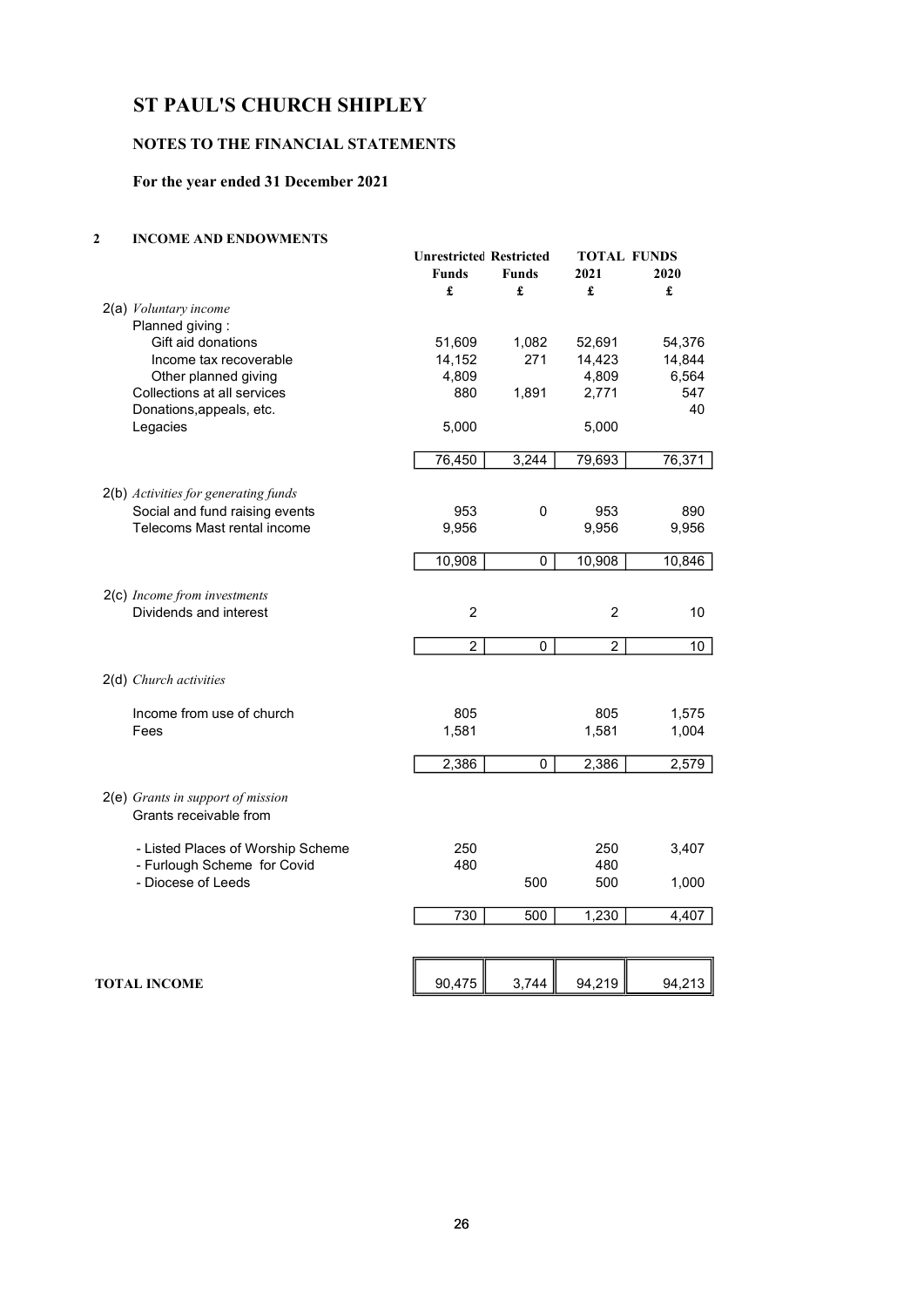# ST PAUL'S CHURCH SHIPLEY

## NOTES TO THE FINANCIAL STATEMENTS

### For the year ended 31 December 2021

**2 INCOME AND ENDOWMENTS**

| | Unrestricted Funds | Restricted Funds | TOTAL FUNDS 2021 | TOTAL FUNDS 2020 |
|---|---|---|---|---|
| | £ | £ | £ | £ |
| **2(a)** *Voluntary income* | | | | |
| Planned giving : | | | | |
| Gift aid donations | 51,609 | 1,082 | 52,691 | 54,376 |
| Income tax recoverable | 14,152 | 271 | 14,423 | 14,844 |
| Other planned giving | 4,809 | | 4,809 | 6,564 |
| Collections at all services | 880 | 1,891 | 2,771 | 547 |
| Donations,appeals, etc. | | | | 40 |
| Legacies | 5,000 | | 5,000 | |
| | 76,450 | 3,244 | 79,693 | 76,371 |
| **2(b)** *Activities for generating funds* | | | | |
| Social and fund raising events | 953 | 0 | 953 | 890 |
| Telecoms Mast rental income | 9,956 | | 9,956 | 9,956 |
| | 10,908 | 0 | 10,908 | 10,846 |
| **2(c)** *Income from investments* | | | | |
| Dividends and interest | 2 | | 2 | 10 |
| | 2 | 0 | 2 | 10 |
| **2(d)** *Church activities* | | | | |
| Income from use of church | 805 | | 805 | 1,575 |
| Fees | 1,581 | | 1,581 | 1,004 |
| | 2,386 | 0 | 2,386 | 2,579 |
| **2(e)** *Grants in support of mission* | | | | |
| Grants receivable from | | | | |
| - Listed Places of Worship Scheme | 250 | | 250 | 3,407 |
| - Furlough Scheme for Covid | 480 | | 480 | |
| - Diocese of Leeds | | 500 | 500 | 1,000 |
| | 730 | 500 | 1,230 | 4,407 |
| **TOTAL INCOME** | 90,475 | 3,744 | 94,219 | 94,213 |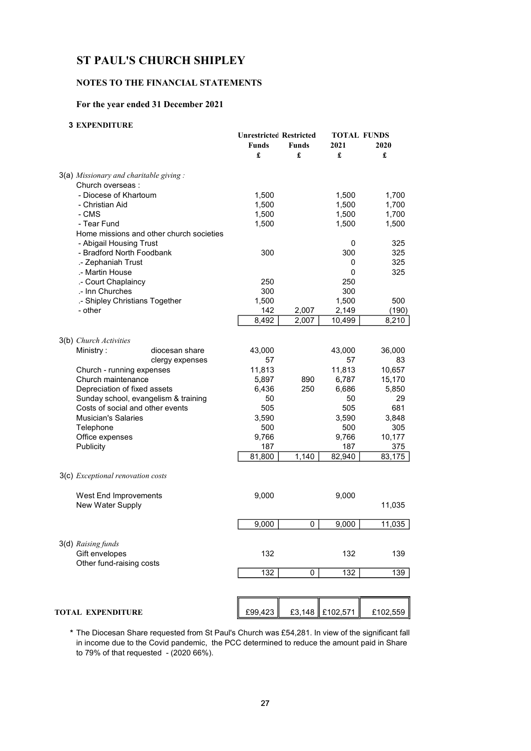# ST PAUL'S CHURCH SHIPLEY

## NOTES TO THE FINANCIAL STATEMENTS

### For the year ended 31 December 2021

**3 EXPENDITURE**

| | | Unrestricted Funds | Restricted Funds | TOTAL FUNDS 2021 | TOTAL FUNDS 2020 |
|---|---|---|---|---|---|
| | | £ | £ | £ | £ |
| 3(a) *Missionary and charitable giving :* | | | | | |
| Church overseas : | | | | | |
| - Diocese of Khartoum | | 1,500 | | 1,500 | 1,700 |
| - Christian Aid | | 1,500 | | 1,500 | 1,700 |
| - CMS | | 1,500 | | 1,500 | 1,700 |
| - Tear Fund | | 1,500 | | 1,500 | 1,500 |
| Home missions and other church societies | | | | | |
| - Abigail Housing Trust | | | | 0 | 325 |
| - Bradford North Foodbank | | 300 | | 300 | 325 |
| .- Zephaniah Trust | | | | 0 | 325 |
| .- Martin House | | | | 0 | 325 |
| .- Court Chaplaincy | | 250 | | 250 | |
| .- Inn Churches | | 300 | | 300 | |
| .- Shipley Christians Together | | 1,500 | | 1,500 | 500 |
| - other | | 142 | 2,007 | 2,149 | (190) |
| | | 8,492 | 2,007 | 10,499 | 8,210 |
| 3(b) *Church Activities* | | | | | |
| Ministry : | diocesan share | 43,000 | | 43,000 | 36,000 |
| | clergy expenses | 57 | | 57 | 83 |
| Church - running expenses | | 11,813 | | 11,813 | 10,657 |
| Church maintenance | | 5,897 | 890 | 6,787 | 15,170 |
| Depreciation of fixed assets | | 6,436 | 250 | 6,686 | 5,850 |
| Sunday school, evangelism & training | | 50 | | 50 | 29 |
| Costs of social and other events | | 505 | | 505 | 681 |
| Musician's Salaries | | 3,590 | | 3,590 | 3,848 |
| Telephone | | 500 | | 500 | 305 |
| Office expenses | | 9,766 | | 9,766 | 10,177 |
| Publicity | | 187 | | 187 | 375 |
| | | 81,800 | 1,140 | 82,940 | 83,175 |
| 3(c) *Exceptional renovation costs* | | | | | |
| West End Improvements | | 9,000 | | 9,000 | |
| New Water Supply | | | | | 11,035 |
| | | 9,000 | 0 | 9,000 | 11,035 |
| 3(d) *Raising funds* | | | | | |
| Gift envelopes | | 132 | | 132 | 139 |
| Other fund-raising costs | | | | | |
| | | 132 | 0 | 132 | 139 |
| **TOTAL EXPENDITURE** | | £99,423 | £3,148 | £102,571 | £102,559 |

* The Diocesan Share requested from St Paul's Church was £54,281. In view of the significant fall in income due to the Covid pandemic, the PCC determined to reduce the amount paid in Share to 79% of that requested - (2020 66%).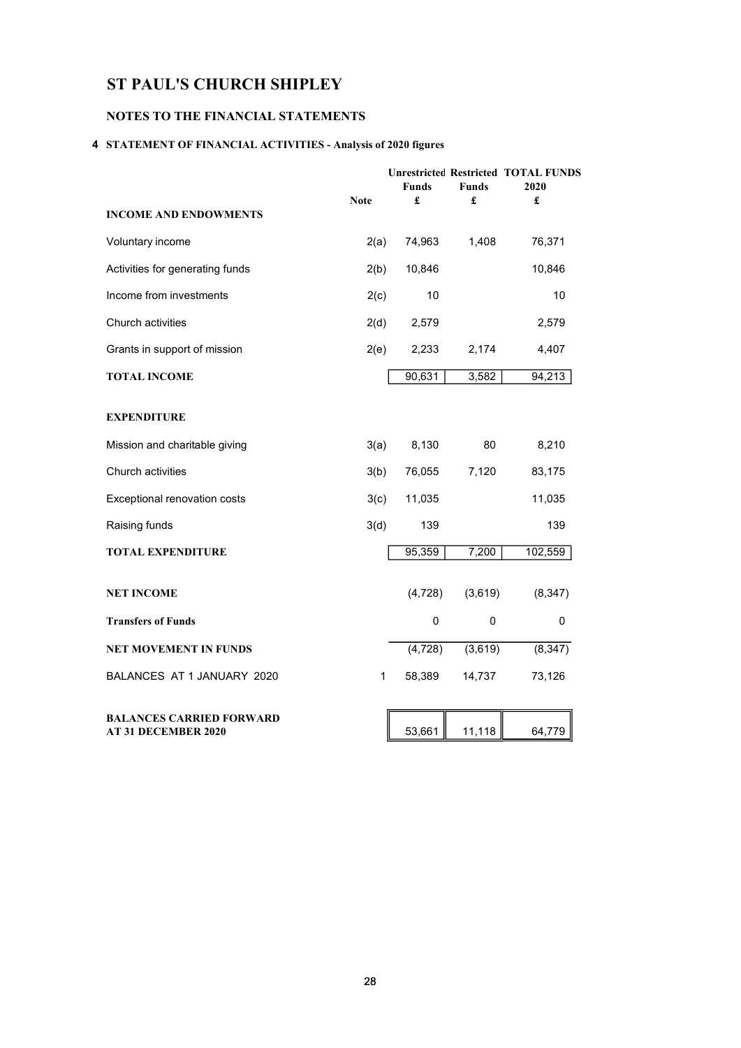# ST PAUL'S CHURCH SHIPLEY

## NOTES TO THE FINANCIAL STATEMENTS

### 4 STATEMENT OF FINANCIAL ACTIVITIES - Analysis of 2020 figures

| | Note | Unrestricted Funds £ | Restricted Funds £ | TOTAL FUNDS 2020 £ |
|---|---|---|---|---|
| **INCOME AND ENDOWMENTS** | | | | |
| Voluntary income | 2(a) | 74,963 | 1,408 | 76,371 |
| Activities for generating funds | 2(b) | 10,846 | | 10,846 |
| Income from investments | 2(c) | 10 | | 10 |
| Church activities | 2(d) | 2,579 | | 2,579 |
| Grants in support of mission | 2(e) | 2,233 | 2,174 | 4,407 |
| **TOTAL INCOME** | | 90,631 | 3,582 | 94,213 |
| **EXPENDITURE** | | | | |
| Mission and charitable giving | 3(a) | 8,130 | 80 | 8,210 |
| Church activities | 3(b) | 76,055 | 7,120 | 83,175 |
| Exceptional renovation costs | 3(c) | 11,035 | | 11,035 |
| Raising funds | 3(d) | 139 | | 139 |
| **TOTAL EXPENDITURE** | | 95,359 | 7,200 | 102,559 |
| **NET INCOME** | | (4,728) | (3,619) | (8,347) |
| **Transfers of Funds** | | 0 | 0 | 0 |
| **NET MOVEMENT IN FUNDS** | | (4,728) | (3,619) | (8,347) |
| BALANCES AT 1 JANUARY 2020 | 1 | 58,389 | 14,737 | 73,126 |
| **BALANCES CARRIED FORWARD AT 31 DECEMBER 2020** | | 53,661 | 11,118 | 64,779 |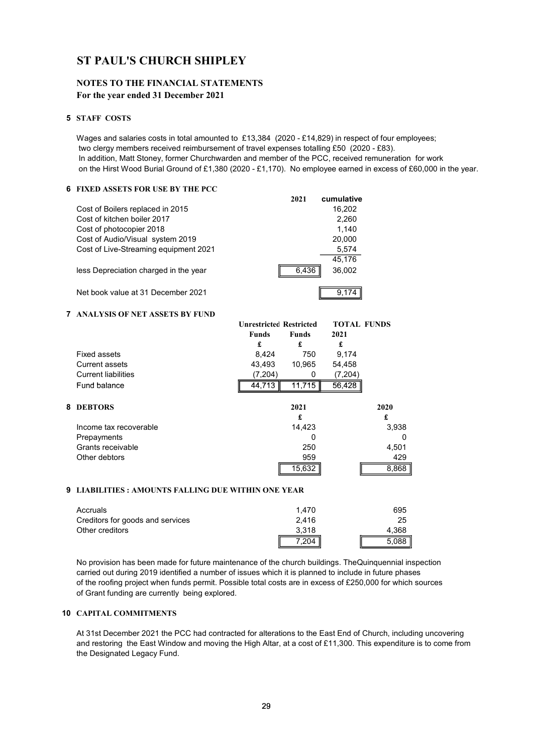# ST PAUL'S CHURCH SHIPLEY

## NOTES TO THE FINANCIAL STATEMENTS

**For the year ended 31 December 2021**

### 5 STAFF COSTS

Wages and salaries costs in total amounted to £13,384 (2020 - £14,829) in respect of four employees; two clergy members received reimbursement of travel expenses totalling £50 (2020 - £83). In addition, Matt Stoney, former Churchwarden and member of the PCC, received remuneration for work on the Hirst Wood Burial Ground of £1,380 (2020 - £1,170). No employee earned in excess of £60,000 in the year.

### 6 FIXED ASSETS FOR USE BY THE PCC

| | 2021 | cumulative |
|---|---|---|
| Cost of Boilers replaced in 2015 | | 16,202 |
| Cost of kitchen boiler 2017 | | 2,260 |
| Cost of photocopier 2018 | | 1,140 |
| Cost of Audio/Visual system 2019 | | 20,000 |
| Cost of Live-Streaming equipment 2021 | | 5,574 |
| | | 45,176 |
| less Depreciation charged in the year | 6,436 | 36,002 |
| Net book value at 31 December 2021 | | 9,174 |

### 7 ANALYSIS OF NET ASSETS BY FUND

| | Unrestricted Funds | Restricted Funds | TOTAL FUNDS 2021 |
|---|---|---|---|
| | £ | £ | £ |
| Fixed assets | 8,424 | 750 | 9,174 |
| Current assets | 43,493 | 10,965 | 54,458 |
| Current liabilities | (7,204) | 0 | (7,204) |
| Fund balance | 44,713 | 11,715 | 56,428 |

### 8 DEBTORS

| | 2021 | 2020 |
|---|---|---|
| | £ | £ |
| Income tax recoverable | 14,423 | 3,938 |
| Prepayments | 0 | 0 |
| Grants receivable | 250 | 4,501 |
| Other debtors | 959 | 429 |
| | 15,632 | 8,868 |

### 9 LIABILITIES : AMOUNTS FALLING DUE WITHIN ONE YEAR

| | 2021 | 2020 |
|---|---|---|
| Accruals | 1,470 | 695 |
| Creditors for goods and services | 2,416 | 25 |
| Other creditors | 3,318 | 4,368 |
| | 7,204 | 5,088 |

No provision has been made for future maintenance of the church buildings. TheQuinquennial inspection carried out during 2019 identified a number of issues which it is planned to include in future phases of the roofing project when funds permit. Possible total costs are in excess of £250,000 for which sources of Grant funding are currently being explored.

### 10 CAPITAL COMMITMENTS

At 31st December 2021 the PCC had contracted for alterations to the East End of Church, including uncovering and restoring the East Window and moving the High Altar, at a cost of £11,300. This expenditure is to come from the Designated Legacy Fund.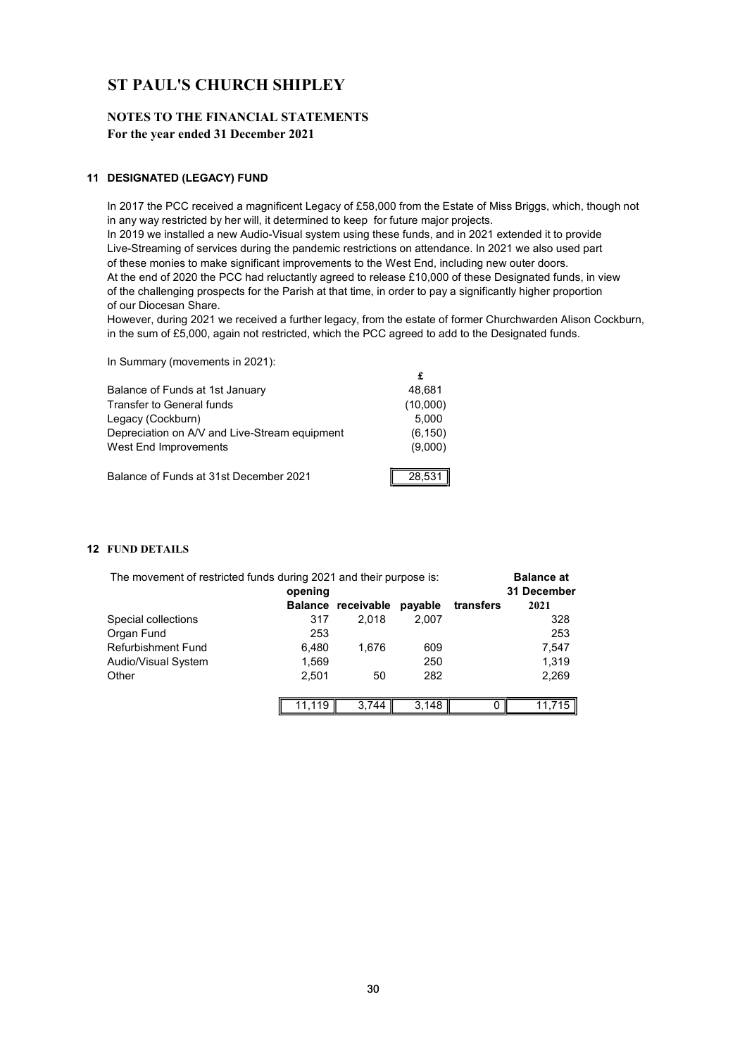# ST PAUL'S CHURCH SHIPLEY

## NOTES TO THE FINANCIAL STATEMENTS

**For the year ended 31 December 2021**

### 11 DESIGNATED (LEGACY) FUND

In 2017 the PCC received a magnificent Legacy of £58,000 from the Estate of Miss Briggs, which, though not in any way restricted by her will, it determined to keep for future major projects.
In 2019 we installed a new Audio-Visual system using these funds, and in 2021 extended it to provide Live-Streaming of services during the pandemic restrictions on attendance. In 2021 we also used part of these monies to make significant improvements to the West End, including new outer doors.
At the end of 2020 the PCC had reluctantly agreed to release £10,000 of these Designated funds, in view of the challenging prospects for the Parish at that time, in order to pay a significantly higher proportion of our Diocesan Share.
However, during 2021 we received a further legacy, from the estate of former Churchwarden Alison Cockburn, in the sum of £5,000, again not restricted, which the PCC agreed to add to the Designated funds.

In Summary (movements in 2021):

| | £ |
|---|---|
| Balance of Funds at 1st January | 48,681 |
| Transfer to General funds | (10,000) |
| Legacy (Cockburn) | 5,000 |
| Depreciation on A/V and Live-Stream equipment | (6,150) |
| West End Improvements | (9,000) |
| Balance of Funds at 31st December 2021 | 28,531 |

### 12 FUND DETAILS

The movement of restricted funds during 2021 and their purpose is:

| | opening Balance | receivable | payable | transfers | Balance at 31 December 2021 |
|---|---|---|---|---|---|
| Special collections | 317 | 2,018 | 2,007 | | 328 |
| Organ Fund | 253 | | | | 253 |
| Refurbishment Fund | 6,480 | 1,676 | 609 | | 7,547 |
| Audio/Visual System | 1,569 | | 250 | | 1,319 |
| Other | 2,501 | 50 | 282 | | 2,269 |
| | 11,119 | 3,744 | 3,148 | 0 | 11,715 |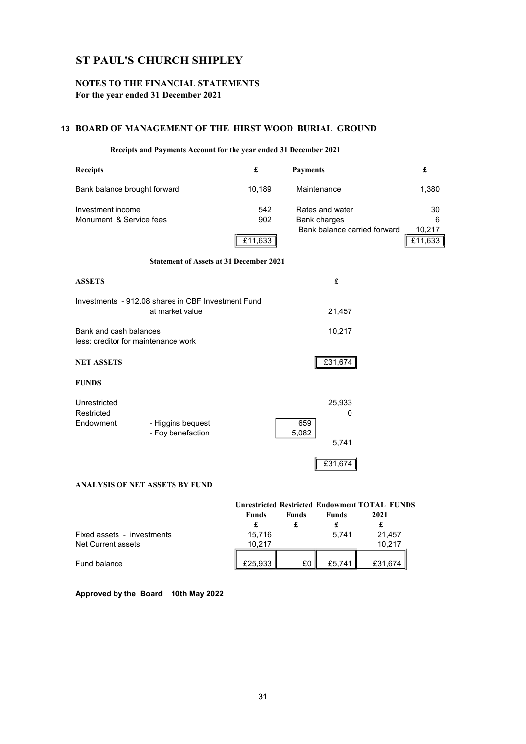# ST PAUL'S CHURCH SHIPLEY

## NOTES TO THE FINANCIAL STATEMENTS
**For the year ended 31 December 2021**

### 13 BOARD OF MANAGEMENT OF THE HIRST WOOD BURIAL GROUND

**Receipts and Payments Account for the year ended 31 December 2021**

| Receipts | £ | Payments | £ |
|---|---|---|---|
| Bank balance brought forward | 10,189 | Maintenance | 1,380 |
| Investment income | 542 | Rates and water | 30 |
| Monument & Service fees | 902 | Bank charges | 6 |
| | | Bank balance carried forward | 10,217 |
| | £11,633 | | £11,633 |

**Statement of Assets at 31 December 2021**

| ASSETS | | | £ |
|---|---|---|---|
| Investments - 912.08 shares in CBF Investment Fund at market value | | | 21,457 |
| Bank and cash balances | | | 10,217 |
| less: creditor for maintenance work | | | |
| **NET ASSETS** | | | £31,674 |
| **FUNDS** | | | |
| Unrestricted | | | 25,933 |
| Restricted | | | 0 |
| Endowment | - Higgins bequest | 659 | |
| | - Foy benefaction | 5,082 | |
| | | | 5,741 |
| | | | £31,674 |

**ANALYSIS OF NET ASSETS BY FUND**

| | Unrestricted Funds | Restricted Funds | Endowment Funds | TOTAL FUNDS 2021 |
|---|---|---|---|---|
| | £ | £ | £ | £ |
| Fixed assets - investments | 15,716 | | 5,741 | 21,457 |
| Net Current assets | 10,217 | | | 10,217 |
| Fund balance | £25,933 | £0 | £5,741 | £31,674 |

**Approved by the Board 10th May 2022**